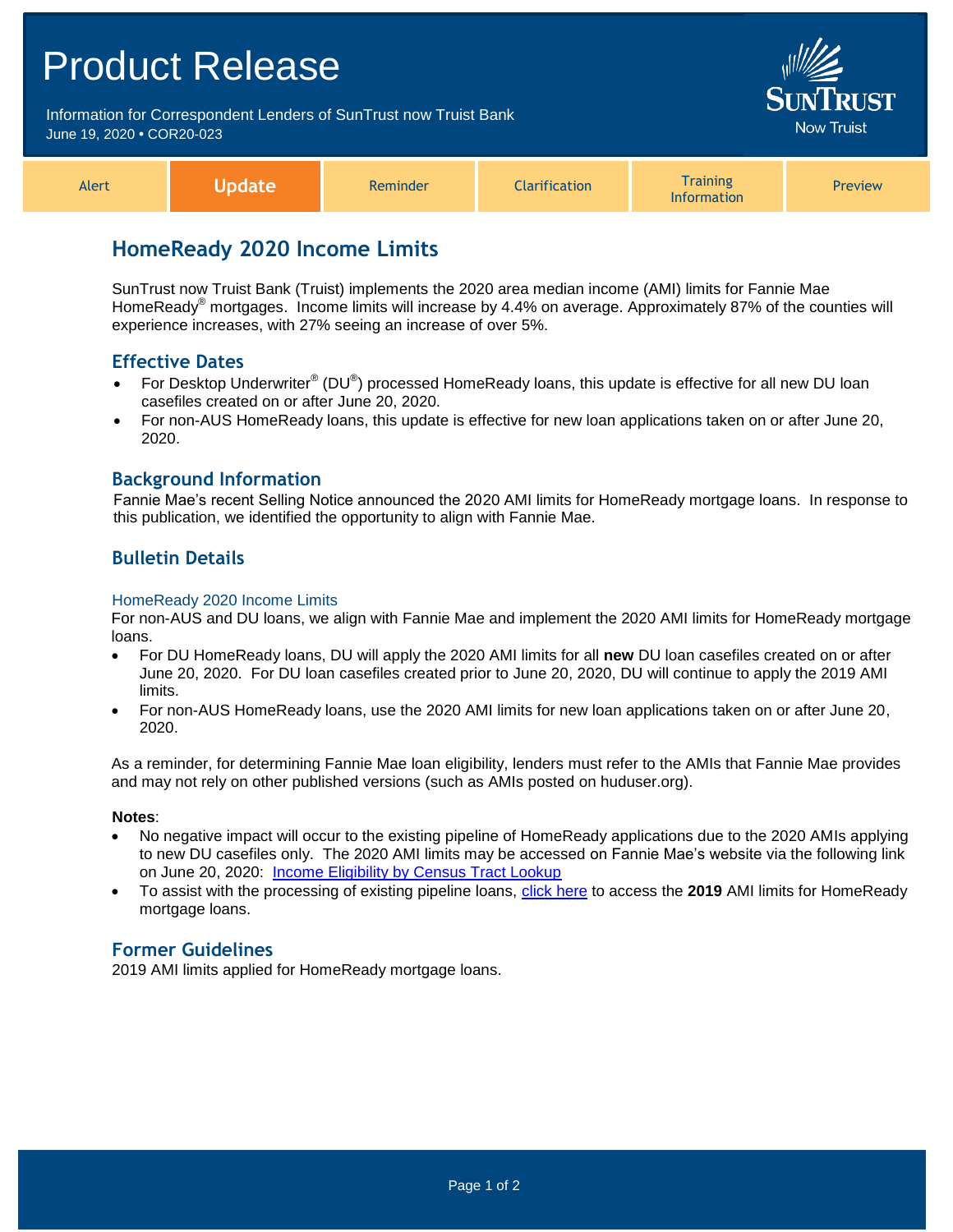# Product Release

Information for Correspondent Lenders of SunTrust now Truist Bank
June 19, 2020 • COR20-023

SunTrust Now Truist

| Alert | **Update** | Reminder | Clarification | Training Information | Preview |
|---|---|---|---|---|---|

## HomeReady 2020 Income Limits

SunTrust now Truist Bank (Truist) implements the 2020 area median income (AMI) limits for Fannie Mae HomeReady® mortgages. Income limits will increase by 4.4% on average. Approximately 87% of the counties will experience increases, with 27% seeing an increase of over 5%.

### Effective Dates

- For Desktop Underwriter® (DU®) processed HomeReady loans, this update is effective for all new DU loan casefiles created on or after June 20, 2020.
- For non-AUS HomeReady loans, this update is effective for new loan applications taken on or after June 20, 2020.

### Background Information

Fannie Mae's recent Selling Notice announced the 2020 AMI limits for HomeReady mortgage loans. In response to this publication, we identified the opportunity to align with Fannie Mae.

### Bulletin Details

#### HomeReady 2020 Income Limits

For non-AUS and DU loans, we align with Fannie Mae and implement the 2020 AMI limits for HomeReady mortgage loans.

- For DU HomeReady loans, DU will apply the 2020 AMI limits for all **new** DU loan casefiles created on or after June 20, 2020. For DU loan casefiles created prior to June 20, 2020, DU will continue to apply the 2019 AMI limits.
- For non-AUS HomeReady loans, use the 2020 AMI limits for new loan applications taken on or after June 20, 2020.

As a reminder, for determining Fannie Mae loan eligibility, lenders must refer to the AMIs that Fannie Mae provides and may not rely on other published versions (such as AMIs posted on huduser.org).

**Notes**:

- No negative impact will occur to the existing pipeline of HomeReady applications due to the 2020 AMIs applying to new DU casefiles only. The 2020 AMI limits may be accessed on Fannie Mae's website via the following link on June 20, 2020: Income Eligibility by Census Tract Lookup
- To assist with the processing of existing pipeline loans, click here to access the **2019** AMI limits for HomeReady mortgage loans.

### Former Guidelines

2019 AMI limits applied for HomeReady mortgage loans.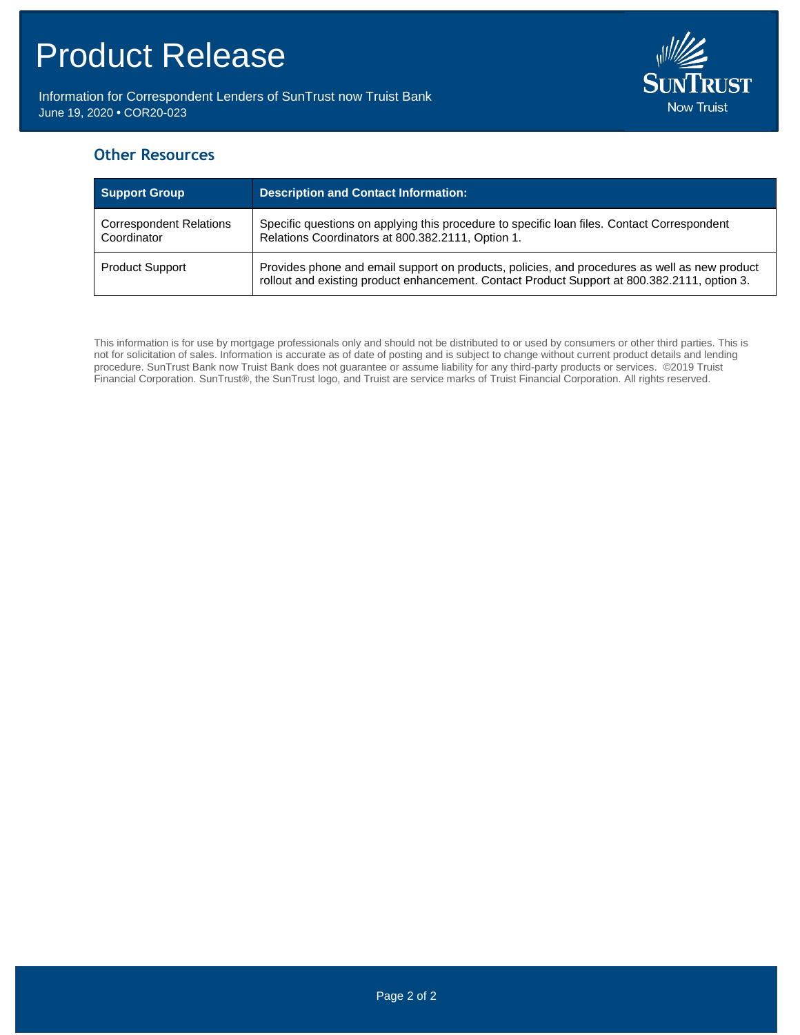## Other Resources

| Support Group | Description and Contact Information: |
|---|---|
| Correspondent Relations Coordinator | Specific questions on applying this procedure to specific loan files. Contact Correspondent Relations Coordinators at 800.382.2111, Option 1. |
| Product Support | Provides phone and email support on products, policies, and procedures as well as new product rollout and existing product enhancement. Contact Product Support at 800.382.2111, option 3. |

This information is for use by mortgage professionals only and should not be distributed to or used by consumers or other third parties. This is not for solicitation of sales. Information is accurate as of date of posting and is subject to change without current product details and lending procedure. SunTrust Bank now Truist Bank does not guarantee or assume liability for any third-party products or services. ©2019 Truist Financial Corporation. SunTrust®, the SunTrust logo, and Truist are service marks of Truist Financial Corporation. All rights reserved.